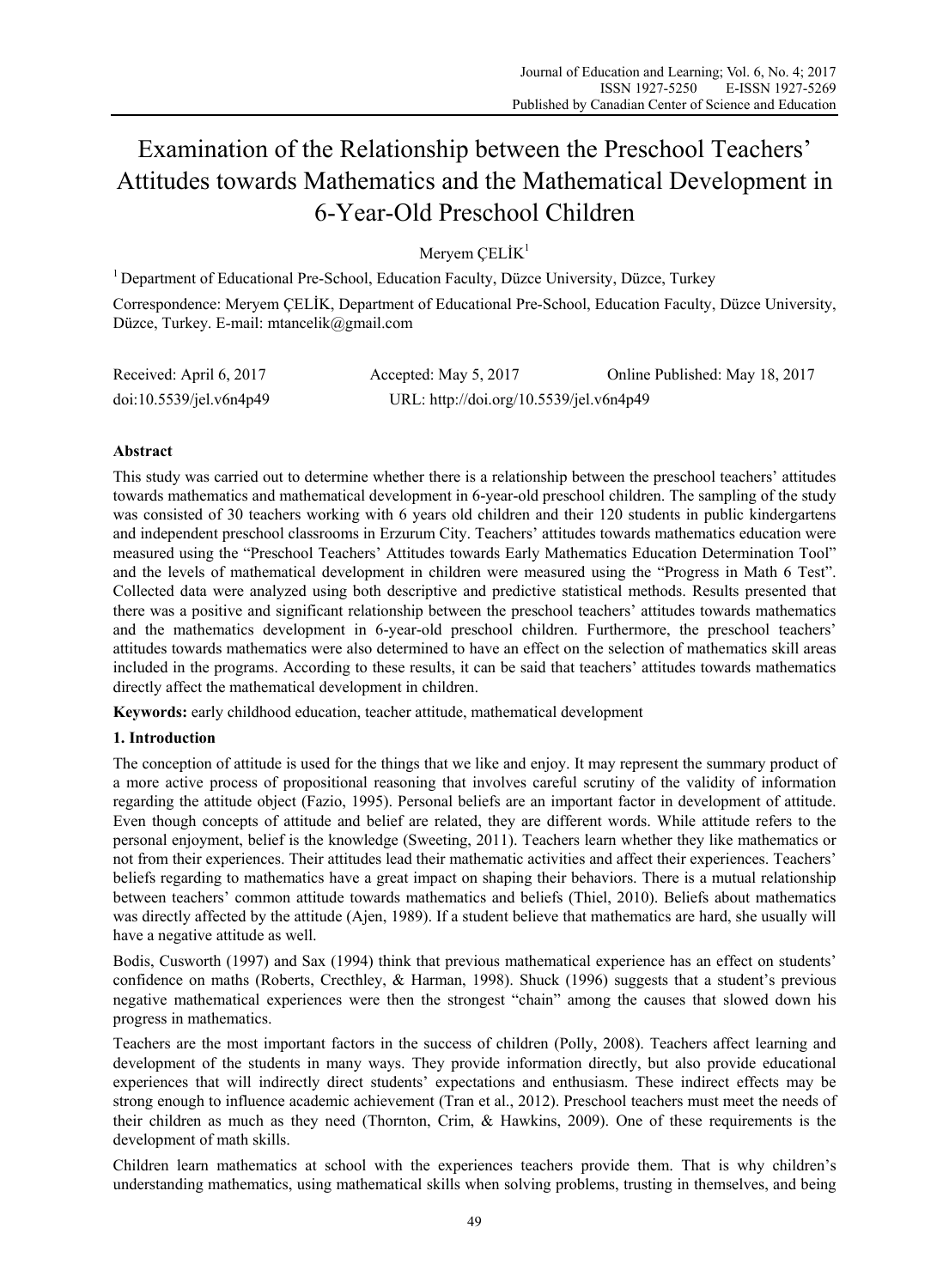# Examination of the Relationship between the Preschool Teachers' Attitudes towards Mathematics and the Mathematical Development in 6-Year-Old Preschool Children

Meryem ÇELİK[1]

[1] Department of Educational Pre-School, Education Faculty, Düzce University, Düzce, Turkey

Correspondence: Meryem ÇELİK, Department of Educational Pre-School, Education Faculty, Düzce University, Düzce, Turkey. E-mail: mtancelik@gmail.com

Received: April 6, 2017 Accepted: May 5, 2017 Online Published: May 18, 2017

doi:10.5539/jel.v6n4p49 URL: http://doi.org/10.5539/jel.v6n4p49

## Abstract

This study was carried out to determine whether there is a relationship between the preschool teachers' attitudes towards mathematics and mathematical development in 6-year-old preschool children. The sampling of the study was consisted of 30 teachers working with 6 years old children and their 120 students in public kindergartens and independent preschool classrooms in Erzurum City. Teachers' attitudes towards mathematics education were measured using the "Preschool Teachers' Attitudes towards Early Mathematics Education Determination Tool" and the levels of mathematical development in children were measured using the "Progress in Math 6 Test". Collected data were analyzed using both descriptive and predictive statistical methods. Results presented that there was a positive and significant relationship between the preschool teachers' attitudes towards mathematics and the mathematics development in 6-year-old preschool children. Furthermore, the preschool teachers' attitudes towards mathematics were also determined to have an effect on the selection of mathematics skill areas included in the programs. According to these results, it can be said that teachers' attitudes towards mathematics directly affect the mathematical development in children.

**Keywords:** early childhood education, teacher attitude, mathematical development

## 1. Introduction

The conception of attitude is used for the things that we like and enjoy. It may represent the summary product of a more active process of propositional reasoning that involves careful scrutiny of the validity of information regarding the attitude object (Fazio, 1995). Personal beliefs are an important factor in development of attitude. Even though concepts of attitude and belief are related, they are different words. While attitude refers to the personal enjoyment, belief is the knowledge (Sweeting, 2011). Teachers learn whether they like mathematics or not from their experiences. Their attitudes lead their mathematic activities and affect their experiences. Teachers' beliefs regarding to mathematics have a great impact on shaping their behaviors. There is a mutual relationship between teachers' common attitude towards mathematics and beliefs (Thiel, 2010). Beliefs about mathematics was directly affected by the attitude (Ajen, 1989). If a student believe that mathematics are hard, she usually will have a negative attitude as well.

Bodis, Cusworth (1997) and Sax (1994) think that previous mathematical experience has an effect on students' confidence on maths (Roberts, Crecthley, & Harman, 1998). Shuck (1996) suggests that a student's previous negative mathematical experiences were then the strongest "chain" among the causes that slowed down his progress in mathematics.

Teachers are the most important factors in the success of children (Polly, 2008). Teachers affect learning and development of the students in many ways. They provide information directly, but also provide educational experiences that will indirectly direct students' expectations and enthusiasm. These indirect effects may be strong enough to influence academic achievement (Tran et al., 2012). Preschool teachers must meet the needs of their children as much as they need (Thornton, Crim, & Hawkins, 2009). One of these requirements is the development of math skills.

Children learn mathematics at school with the experiences teachers provide them. That is why children's understanding mathematics, using mathematical skills when solving problems, trusting in themselves, and being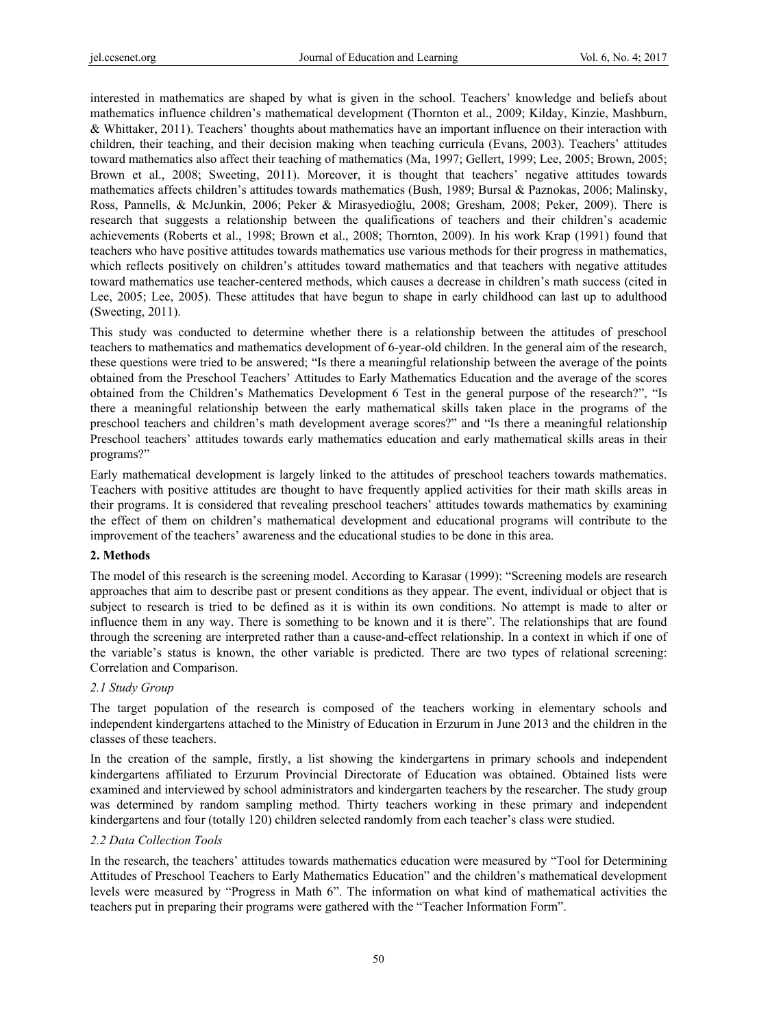interested in mathematics are shaped by what is given in the school. Teachers' knowledge and beliefs about mathematics influence children's mathematical development (Thornton et al., 2009; Kilday, Kinzie, Mashburn, & Whittaker, 2011). Teachers' thoughts about mathematics have an important influence on their interaction with children, their teaching, and their decision making when teaching curricula (Evans, 2003). Teachers' attitudes toward mathematics also affect their teaching of mathematics (Ma, 1997; Gellert, 1999; Lee, 2005; Brown, 2005; Brown et al., 2008; Sweeting, 2011). Moreover, it is thought that teachers' negative attitudes towards mathematics affects children's attitudes towards mathematics (Bush, 1989; Bursal & Paznokas, 2006; Malinsky, Ross, Pannells, & McJunkin, 2006; Peker & Mirasyedioğlu, 2008; Gresham, 2008; Peker, 2009). There is research that suggests a relationship between the qualifications of teachers and their children's academic achievements (Roberts et al., 1998; Brown et al., 2008; Thornton, 2009). In his work Krap (1991) found that teachers who have positive attitudes towards mathematics use various methods for their progress in mathematics, which reflects positively on children's attitudes toward mathematics and that teachers with negative attitudes toward mathematics use teacher-centered methods, which causes a decrease in children's math success (cited in Lee, 2005; Lee, 2005). These attitudes that have begun to shape in early childhood can last up to adulthood (Sweeting, 2011).

This study was conducted to determine whether there is a relationship between the attitudes of preschool teachers to mathematics and mathematics development of 6-year-old children. In the general aim of the research, these questions were tried to be answered; "Is there a meaningful relationship between the average of the points obtained from the Preschool Teachers' Attitudes to Early Mathematics Education and the average of the scores obtained from the Children's Mathematics Development 6 Test in the general purpose of the research?", "Is there a meaningful relationship between the early mathematical skills taken place in the programs of the preschool teachers and children's math development average scores?" and "Is there a meaningful relationship Preschool teachers' attitudes towards early mathematics education and early mathematical skills areas in their programs?"

Early mathematical development is largely linked to the attitudes of preschool teachers towards mathematics. Teachers with positive attitudes are thought to have frequently applied activities for their math skills areas in their programs. It is considered that revealing preschool teachers' attitudes towards mathematics by examining the effect of them on children's mathematical development and educational programs will contribute to the improvement of the teachers' awareness and the educational studies to be done in this area.

## 2. Methods

The model of this research is the screening model. According to Karasar (1999): "Screening models are research approaches that aim to describe past or present conditions as they appear. The event, individual or object that is subject to research is tried to be defined as it is within its own conditions. No attempt is made to alter or influence them in any way. There is something to be known and it is there". The relationships that are found through the screening are interpreted rather than a cause-and-effect relationship. In a context in which if one of the variable's status is known, the other variable is predicted. There are two types of relational screening: Correlation and Comparison.

### *2.1 Study Group*

The target population of the research is composed of the teachers working in elementary schools and independent kindergartens attached to the Ministry of Education in Erzurum in June 2013 and the children in the classes of these teachers.

In the creation of the sample, firstly, a list showing the kindergartens in primary schools and independent kindergartens affiliated to Erzurum Provincial Directorate of Education was obtained. Obtained lists were examined and interviewed by school administrators and kindergarten teachers by the researcher. The study group was determined by random sampling method. Thirty teachers working in these primary and independent kindergartens and four (totally 120) children selected randomly from each teacher's class were studied.

### *2.2 Data Collection Tools*

In the research, the teachers' attitudes towards mathematics education were measured by "Tool for Determining Attitudes of Preschool Teachers to Early Mathematics Education" and the children's mathematical development levels were measured by "Progress in Math 6". The information on what kind of mathematical activities the teachers put in preparing their programs were gathered with the "Teacher Information Form".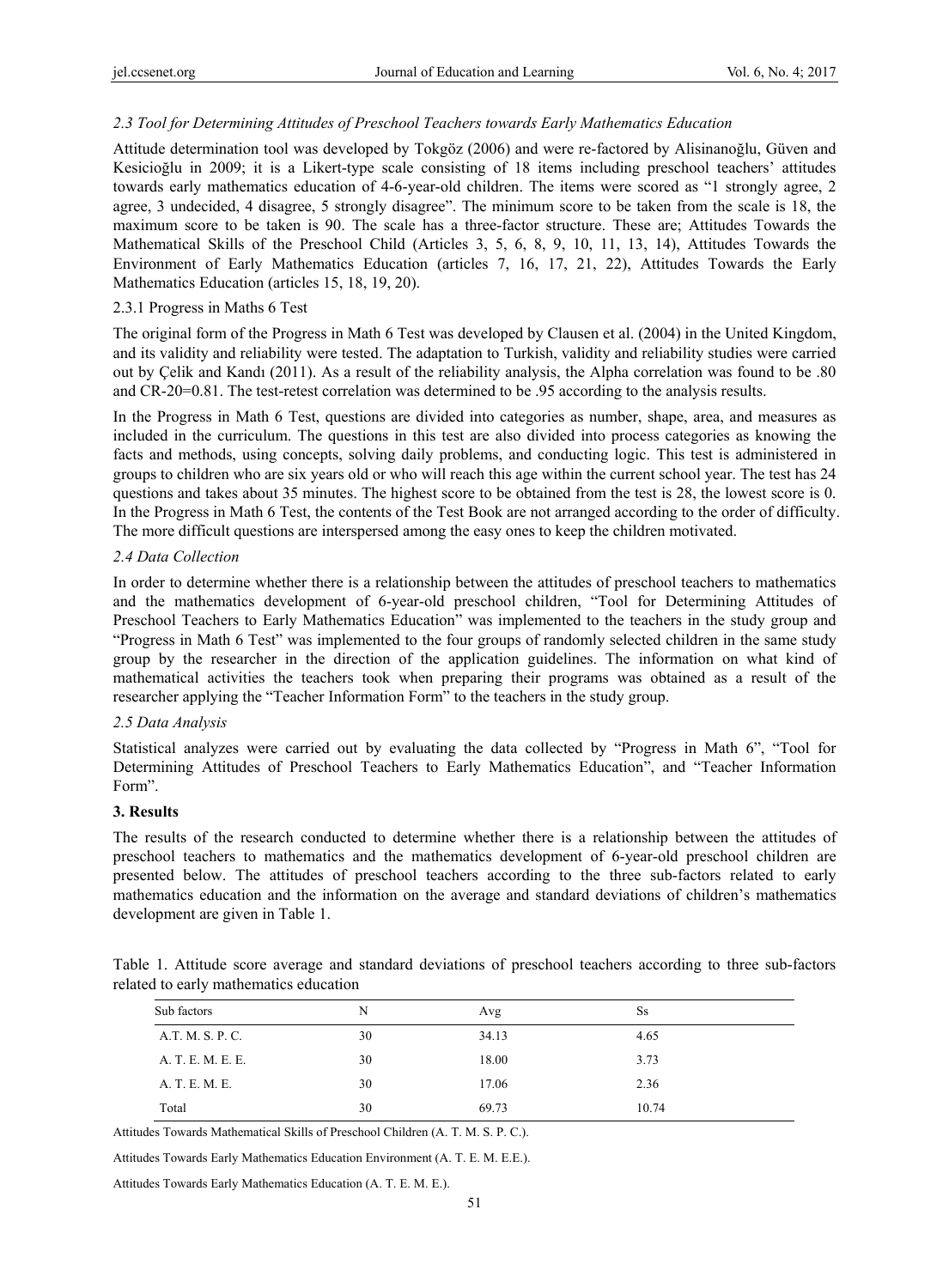### *2.3 Tool for Determining Attitudes of Preschool Teachers towards Early Mathematics Education*

Attitude determination tool was developed by Tokgöz (2006) and were re-factored by Alisinanoğlu, Güven and Kesicioğlu in 2009; it is a Likert-type scale consisting of 18 items including preschool teachers' attitudes towards early mathematics education of 4-6-year-old children. The items were scored as "1 strongly agree, 2 agree, 3 undecided, 4 disagree, 5 strongly disagree". The minimum score to be taken from the scale is 18, the maximum score to be taken is 90. The scale has a three-factor structure. These are; Attitudes Towards the Mathematical Skills of the Preschool Child (Articles 3, 5, 6, 8, 9, 10, 11, 13, 14), Attitudes Towards the Environment of Early Mathematics Education (articles 7, 16, 17, 21, 22), Attitudes Towards the Early Mathematics Education (articles 15, 18, 19, 20).

#### 2.3.1 Progress in Maths 6 Test

The original form of the Progress in Math 6 Test was developed by Clausen et al. (2004) in the United Kingdom, and its validity and reliability were tested. The adaptation to Turkish, validity and reliability studies were carried out by Çelik and Kandı (2011). As a result of the reliability analysis, the Alpha correlation was found to be .80 and CR-20=0.81. The test-retest correlation was determined to be .95 according to the analysis results.

In the Progress in Math 6 Test, questions are divided into categories as number, shape, area, and measures as included in the curriculum. The questions in this test are also divided into process categories as knowing the facts and methods, using concepts, solving daily problems, and conducting logic. This test is administered in groups to children who are six years old or who will reach this age within the current school year. The test has 24 questions and takes about 35 minutes. The highest score to be obtained from the test is 28, the lowest score is 0. In the Progress in Math 6 Test, the contents of the Test Book are not arranged according to the order of difficulty. The more difficult questions are interspersed among the easy ones to keep the children motivated.

### *2.4 Data Collection*

In order to determine whether there is a relationship between the attitudes of preschool teachers to mathematics and the mathematics development of 6-year-old preschool children, "Tool for Determining Attitudes of Preschool Teachers to Early Mathematics Education" was implemented to the teachers in the study group and "Progress in Math 6 Test" was implemented to the four groups of randomly selected children in the same study group by the researcher in the direction of the application guidelines. The information on what kind of mathematical activities the teachers took when preparing their programs was obtained as a result of the researcher applying the "Teacher Information Form" to the teachers in the study group.

### *2.5 Data Analysis*

Statistical analyzes were carried out by evaluating the data collected by "Progress in Math 6", "Tool for Determining Attitudes of Preschool Teachers to Early Mathematics Education", and "Teacher Information Form".

## **3. Results**

The results of the research conducted to determine whether there is a relationship between the attitudes of preschool teachers to mathematics and the mathematics development of 6-year-old preschool children are presented below. The attitudes of preschool teachers according to the three sub-factors related to early mathematics education and the information on the average and standard deviations of children's mathematics development are given in Table 1.

Table 1. Attitude score average and standard deviations of preschool teachers according to three sub-factors related to early mathematics education

| Sub factors | N | Avg | Ss |
|---|---|---|---|
| A.T. M. S. P. C. | 30 | 34.13 | 4.65 |
| A. T. E. M. E. E. | 30 | 18.00 | 3.73 |
| A. T. E. M. E. | 30 | 17.06 | 2.36 |
| Total | 30 | 69.73 | 10.74 |

Attitudes Towards Mathematical Skills of Preschool Children (A. T. M. S. P. C.).

Attitudes Towards Early Mathematics Education Environment (A. T. E. M. E.E.).

Attitudes Towards Early Mathematics Education (A. T. E. M. E.).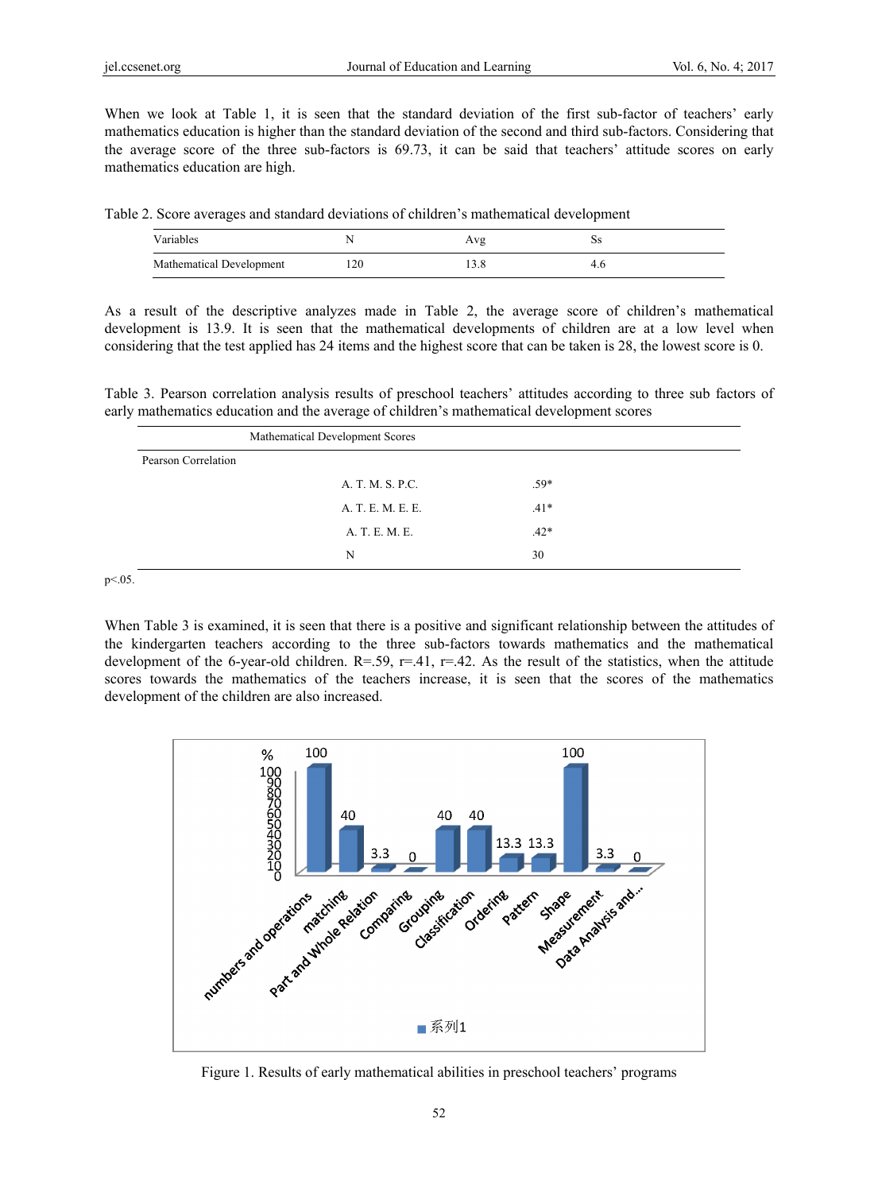When we look at Table 1, it is seen that the standard deviation of the first sub-factor of teachers' early mathematics education is higher than the standard deviation of the second and third sub-factors. Considering that the average score of the three sub-factors is 69.73, it can be said that teachers' attitude scores on early mathematics education are high.

Table 2. Score averages and standard deviations of children's mathematical development

| Variables | N | Avg | Ss |
|---|---|---|---|
| Mathematical Development | 120 | 13.8 | 4.6 |

As a result of the descriptive analyzes made in Table 2, the average score of children's mathematical development is 13.9. It is seen that the mathematical developments of children are at a low level when considering that the test applied has 24 items and the highest score that can be taken is 28, the lowest score is 0.

Table 3. Pearson correlation analysis results of preschool teachers' attitudes according to three sub factors of early mathematics education and the average of children's mathematical development scores

| | Mathematical Development Scores | |
|---|---|---|
| Pearson Correlation | | |
| | A. T. M. S. P.C. | .59* |
| | A. T. E. M. E. E. | .41* |
| | A. T. E. M. E. | .42* |
| | N | 30 |

p<.05.

When Table 3 is examined, it is seen that there is a positive and significant relationship between the attitudes of the kindergarten teachers according to the three sub-factors towards mathematics and the mathematical development of the 6-year-old children. R=.59, r=.41, r=.42. As the result of the statistics, when the attitude scores towards the mathematics of the teachers increase, it is seen that the scores of the mathematics development of the children are also increased.

Figure 1. Results of early mathematical abilities in preschool teachers' programs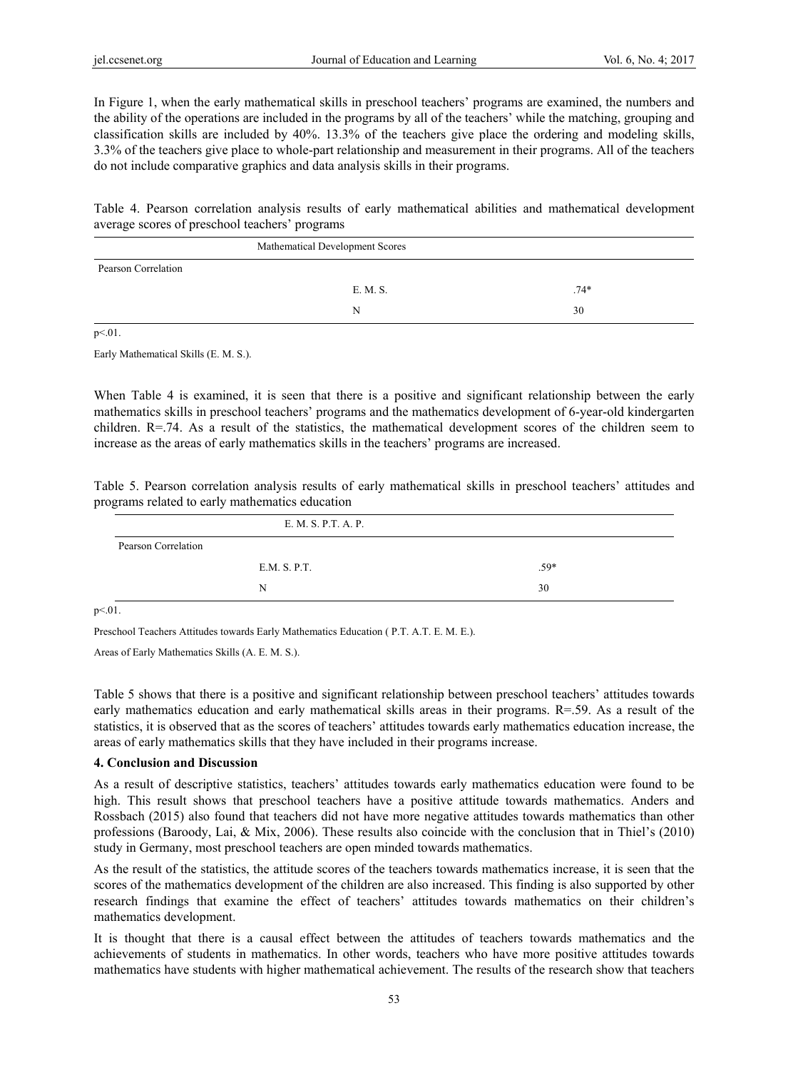In Figure 1, when the early mathematical skills in preschool teachers' programs are examined, the numbers and the ability of the operations are included in the programs by all of the teachers' while the matching, grouping and classification skills are included by 40%. 13.3% of the teachers give place the ordering and modeling skills, 3.3% of the teachers give place to whole-part relationship and measurement in their programs. All of the teachers do not include comparative graphics and data analysis skills in their programs.

Table 4. Pearson correlation analysis results of early mathematical abilities and mathematical development average scores of preschool teachers' programs

| | Mathematical Development Scores | |
|---|---|---|
| Pearson Correlation | | |
| | E. M. S. | .74* |
| | N | 30 |

$p<.01$.

Early Mathematical Skills (E. M. S.).

When Table 4 is examined, it is seen that there is a positive and significant relationship between the early mathematics skills in preschool teachers' programs and the mathematics development of 6-year-old kindergarten children. $R=.74$. As a result of the statistics, the mathematical development scores of the children seem to increase as the areas of early mathematics skills in the teachers' programs are increased.

Table 5. Pearson correlation analysis results of early mathematical skills in preschool teachers' attitudes and programs related to early mathematics education

| | E. M. S. P.T. A. P. | |
|---|---|---|
| Pearson Correlation | | |
| | E.M. S. P.T. | .59* |
| | N | 30 |

$p<.01$.

Preschool Teachers Attitudes towards Early Mathematics Education ( P.T. A.T. E. M. E.).

Areas of Early Mathematics Skills (A. E. M. S.).

Table 5 shows that there is a positive and significant relationship between preschool teachers' attitudes towards early mathematics education and early mathematical skills areas in their programs. $R=.59$. As a result of the statistics, it is observed that as the scores of teachers' attitudes towards early mathematics education increase, the areas of early mathematics skills that they have included in their programs increase.

## 4. Conclusion and Discussion

As a result of descriptive statistics, teachers' attitudes towards early mathematics education were found to be high. This result shows that preschool teachers have a positive attitude towards mathematics. Anders and Rossbach (2015) also found that teachers did not have more negative attitudes towards mathematics than other professions (Baroody, Lai, & Mix, 2006). These results also coincide with the conclusion that in Thiel's (2010) study in Germany, most preschool teachers are open minded towards mathematics.

As the result of the statistics, the attitude scores of the teachers towards mathematics increase, it is seen that the scores of the mathematics development of the children are also increased. This finding is also supported by other research findings that examine the effect of teachers' attitudes towards mathematics on their children's mathematics development.

It is thought that there is a causal effect between the attitudes of teachers towards mathematics and the achievements of students in mathematics. In other words, teachers who have more positive attitudes towards mathematics have students with higher mathematical achievement. The results of the research show that teachers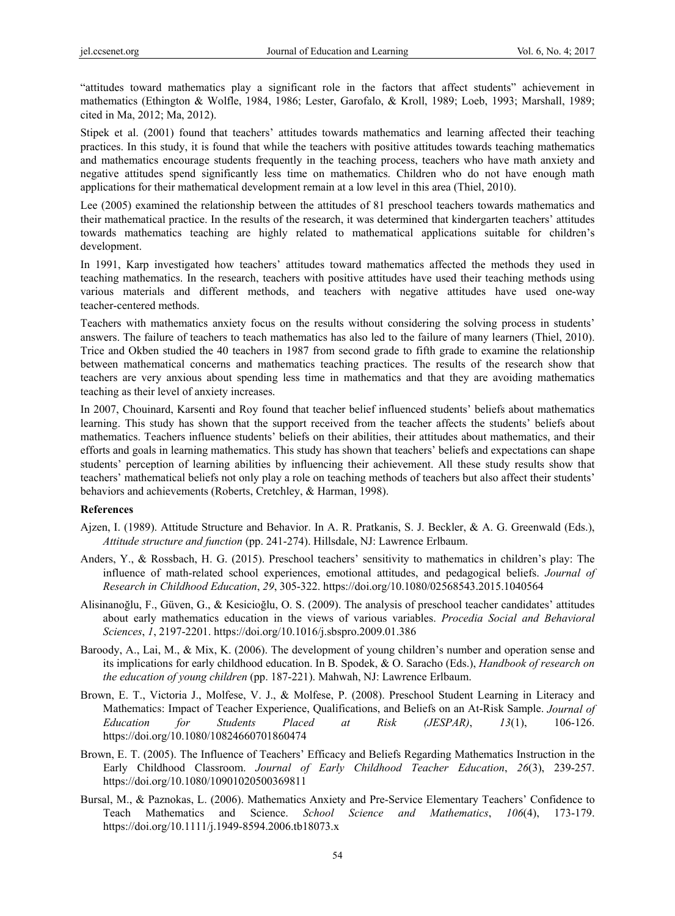"attitudes toward mathematics play a significant role in the factors that affect students" achievement in mathematics (Ethington & Wolfle, 1984, 1986; Lester, Garofalo, & Kroll, 1989; Loeb, 1993; Marshall, 1989; cited in Ma, 2012; Ma, 2012).

Stipek et al. (2001) found that teachers' attitudes towards mathematics and learning affected their teaching practices. In this study, it is found that while the teachers with positive attitudes towards teaching mathematics and mathematics encourage students frequently in the teaching process, teachers who have math anxiety and negative attitudes spend significantly less time on mathematics. Children who do not have enough math applications for their mathematical development remain at a low level in this area (Thiel, 2010).

Lee (2005) examined the relationship between the attitudes of 81 preschool teachers towards mathematics and their mathematical practice. In the results of the research, it was determined that kindergarten teachers' attitudes towards mathematics teaching are highly related to mathematical applications suitable for children's development.

In 1991, Karp investigated how teachers' attitudes toward mathematics affected the methods they used in teaching mathematics. In the research, teachers with positive attitudes have used their teaching methods using various materials and different methods, and teachers with negative attitudes have used one-way teacher-centered methods.

Teachers with mathematics anxiety focus on the results without considering the solving process in students' answers. The failure of teachers to teach mathematics has also led to the failure of many learners (Thiel, 2010). Trice and Okben studied the 40 teachers in 1987 from second grade to fifth grade to examine the relationship between mathematical concerns and mathematics teaching practices. The results of the research show that teachers are very anxious about spending less time in mathematics and that they are avoiding mathematics teaching as their level of anxiety increases.

In 2007, Chouinard, Karsenti and Roy found that teacher belief influenced students' beliefs about mathematics learning. This study has shown that the support received from the teacher affects the students' beliefs about mathematics. Teachers influence students' beliefs on their abilities, their attitudes about mathematics, and their efforts and goals in learning mathematics. This study has shown that teachers' beliefs and expectations can shape students' perception of learning abilities by influencing their achievement. All these study results show that teachers' mathematical beliefs not only play a role on teaching methods of teachers but also affect their students' behaviors and achievements (Roberts, Cretchley, & Harman, 1998).

**References**

Ajzen, I. (1989). Attitude Structure and Behavior. In A. R. Pratkanis, S. J. Beckler, & A. G. Greenwald (Eds.), *Attitude structure and function* (pp. 241-274). Hillsdale, NJ: Lawrence Erlbaum.

Anders, Y., & Rossbach, H. G. (2015). Preschool teachers' sensitivity to mathematics in children's play: The influence of math-related school experiences, emotional attitudes, and pedagogical beliefs. *Journal of Research in Childhood Education*, *29*, 305-322. https://doi.org/10.1080/02568543.2015.1040564

Alisinanoğlu, F., Güven, G., & Kesicioğlu, O. S. (2009). The analysis of preschool teacher candidates' attitudes about early mathematics education in the views of various variables. *Procedia Social and Behavioral Sciences*, *1*, 2197-2201. https://doi.org/10.1016/j.sbspro.2009.01.386

Baroody, A., Lai, M., & Mix, K. (2006). The development of young children's number and operation sense and its implications for early childhood education. In B. Spodek, & O. Saracho (Eds.), *Handbook of research on the education of young children* (pp. 187-221). Mahwah, NJ: Lawrence Erlbaum.

Brown, E. T., Victoria J., Molfese, V. J., & Molfese, P. (2008). Preschool Student Learning in Literacy and Mathematics: Impact of Teacher Experience, Qualifications, and Beliefs on an At-Risk Sample. *Journal of Education for Students Placed at Risk (JESPAR)*, *13*(1), 106-126. https://doi.org/10.1080/10824660701860474

Brown, E. T. (2005). The Influence of Teachers' Efficacy and Beliefs Regarding Mathematics Instruction in the Early Childhood Classroom. *Journal of Early Childhood Teacher Education*, *26*(3), 239-257. https://doi.org/10.1080/10901020500369811

Bursal, M., & Paznokas, L. (2006). Mathematics Anxiety and Pre-Service Elementary Teachers' Confidence to Teach Mathematics and Science. *School Science and Mathematics*, *106*(4), 173-179. https://doi.org/10.1111/j.1949-8594.2006.tb18073.x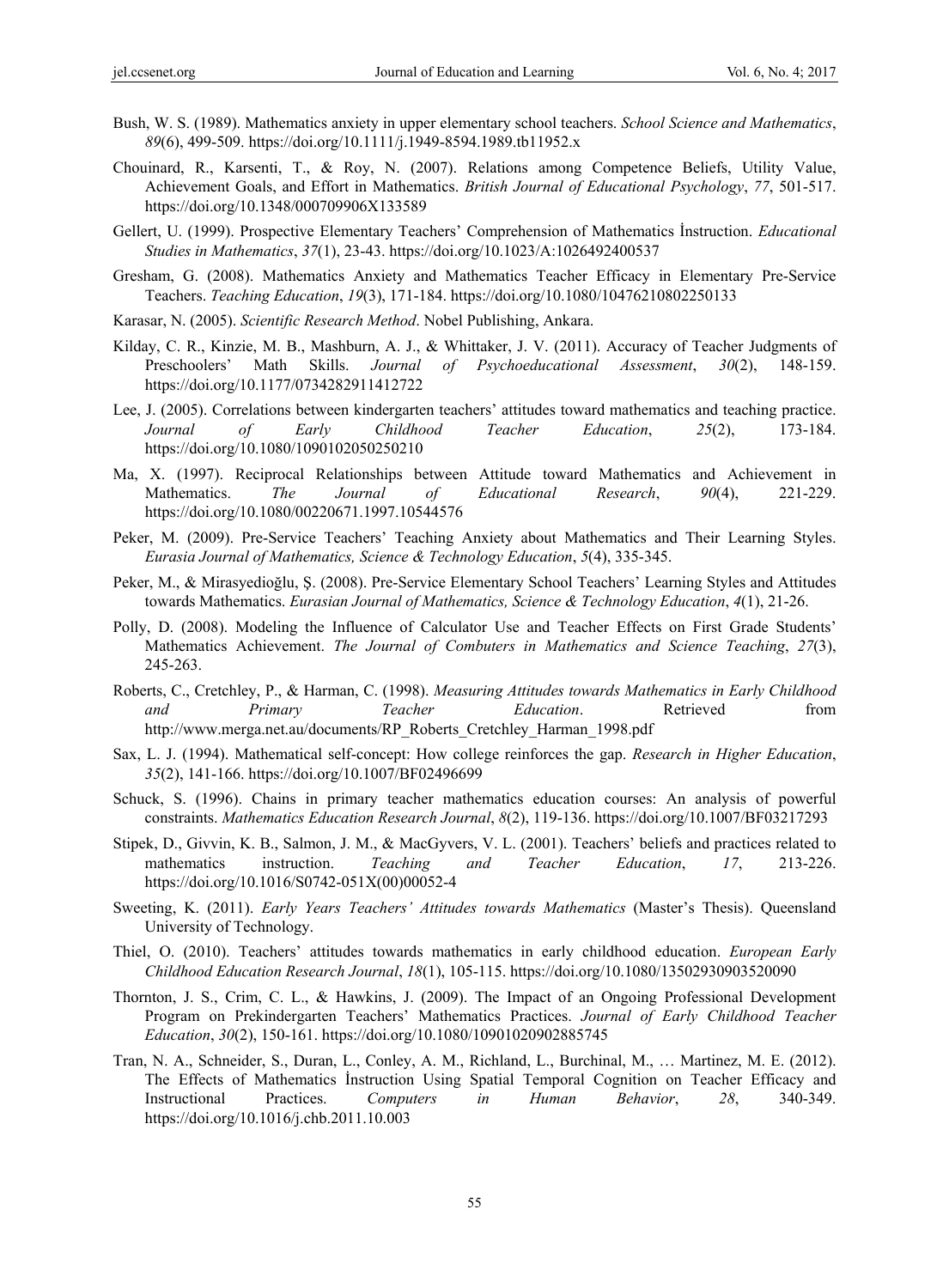Bush, W. S. (1989). Mathematics anxiety in upper elementary school teachers. *School Science and Mathematics*, *89*(6), 499-509. https://doi.org/10.1111/j.1949-8594.1989.tb11952.x

Chouinard, R., Karsenti, T., & Roy, N. (2007). Relations among Competence Beliefs, Utility Value, Achievement Goals, and Effort in Mathematics. *British Journal of Educational Psychology*, *77*, 501-517. https://doi.org/10.1348/000709906X133589

Gellert, U. (1999). Prospective Elementary Teachers' Comprehension of Mathematics İnstruction. *Educational Studies in Mathematics*, *37*(1), 23-43. https://doi.org/10.1023/A:1026492400537

Gresham, G. (2008). Mathematics Anxiety and Mathematics Teacher Efficacy in Elementary Pre-Service Teachers. *Teaching Education*, *19*(3), 171-184. https://doi.org/10.1080/10476210802250133

Karasar, N. (2005). *Scientific Research Method*. Nobel Publishing, Ankara.

Kilday, C. R., Kinzie, M. B., Mashburn, A. J., & Whittaker, J. V. (2011). Accuracy of Teacher Judgments of Preschoolers' Math Skills. *Journal of Psychoeducational Assessment*, *30*(2), 148-159. https://doi.org/10.1177/0734282911412722

Lee, J. (2005). Correlations between kindergarten teachers' attitudes toward mathematics and teaching practice. *Journal of Early Childhood Teacher Education*, *25*(2), 173-184. https://doi.org/10.1080/1090102050250210

Ma, X. (1997). Reciprocal Relationships between Attitude toward Mathematics and Achievement in Mathematics. *The Journal of Educational Research*, *90*(4), 221-229. https://doi.org/10.1080/00220671.1997.10544576

Peker, M. (2009). Pre-Service Teachers' Teaching Anxiety about Mathematics and Their Learning Styles. *Eurasia Journal of Mathematics, Science & Technology Education*, *5*(4), 335-345.

Peker, M., & Mirasyedioğlu, Ş. (2008). Pre-Service Elementary School Teachers' Learning Styles and Attitudes towards Mathematics. *Eurasian Journal of Mathematics, Science & Technology Education*, *4*(1), 21-26.

Polly, D. (2008). Modeling the Influence of Calculator Use and Teacher Effects on First Grade Students' Mathematics Achievement. *The Journal of Combuters in Mathematics and Science Teaching*, *27*(3), 245-263.

Roberts, C., Cretchley, P., & Harman, C. (1998). *Measuring Attitudes towards Mathematics in Early Childhood and Primary Teacher Education*. Retrieved from http://www.merga.net.au/documents/RP_Roberts_Cretchley_Harman_1998.pdf

Sax, L. J. (1994). Mathematical self-concept: How college reinforces the gap. *Research in Higher Education*, *35*(2), 141-166. https://doi.org/10.1007/BF02496699

Schuck, S. (1996). Chains in primary teacher mathematics education courses: An analysis of powerful constraints. *Mathematics Education Research Journal*, *8*(2), 119-136. https://doi.org/10.1007/BF03217293

Stipek, D., Givvin, K. B., Salmon, J. M., & MacGyvers, V. L. (2001). Teachers' beliefs and practices related to mathematics instruction. *Teaching and Teacher Education*, *17*, 213-226. https://doi.org/10.1016/S0742-051X(00)00052-4

Sweeting, K. (2011). *Early Years Teachers' Attitudes towards Mathematics* (Master's Thesis). Queensland University of Technology.

Thiel, O. (2010). Teachers' attitudes towards mathematics in early childhood education. *European Early Childhood Education Research Journal*, *18*(1), 105-115. https://doi.org/10.1080/13502930903520090

Thornton, J. S., Crim, C. L., & Hawkins, J. (2009). The Impact of an Ongoing Professional Development Program on Prekindergarten Teachers' Mathematics Practices. *Journal of Early Childhood Teacher Education*, *30*(2), 150-161. https://doi.org/10.1080/10901020902885745

Tran, N. A., Schneider, S., Duran, L., Conley, A. M., Richland, L., Burchinal, M., … Martinez, M. E. (2012). The Effects of Mathematics İnstruction Using Spatial Temporal Cognition on Teacher Efficacy and Instructional Practices. *Computers in Human Behavior*, *28*, 340-349. https://doi.org/10.1016/j.chb.2011.10.003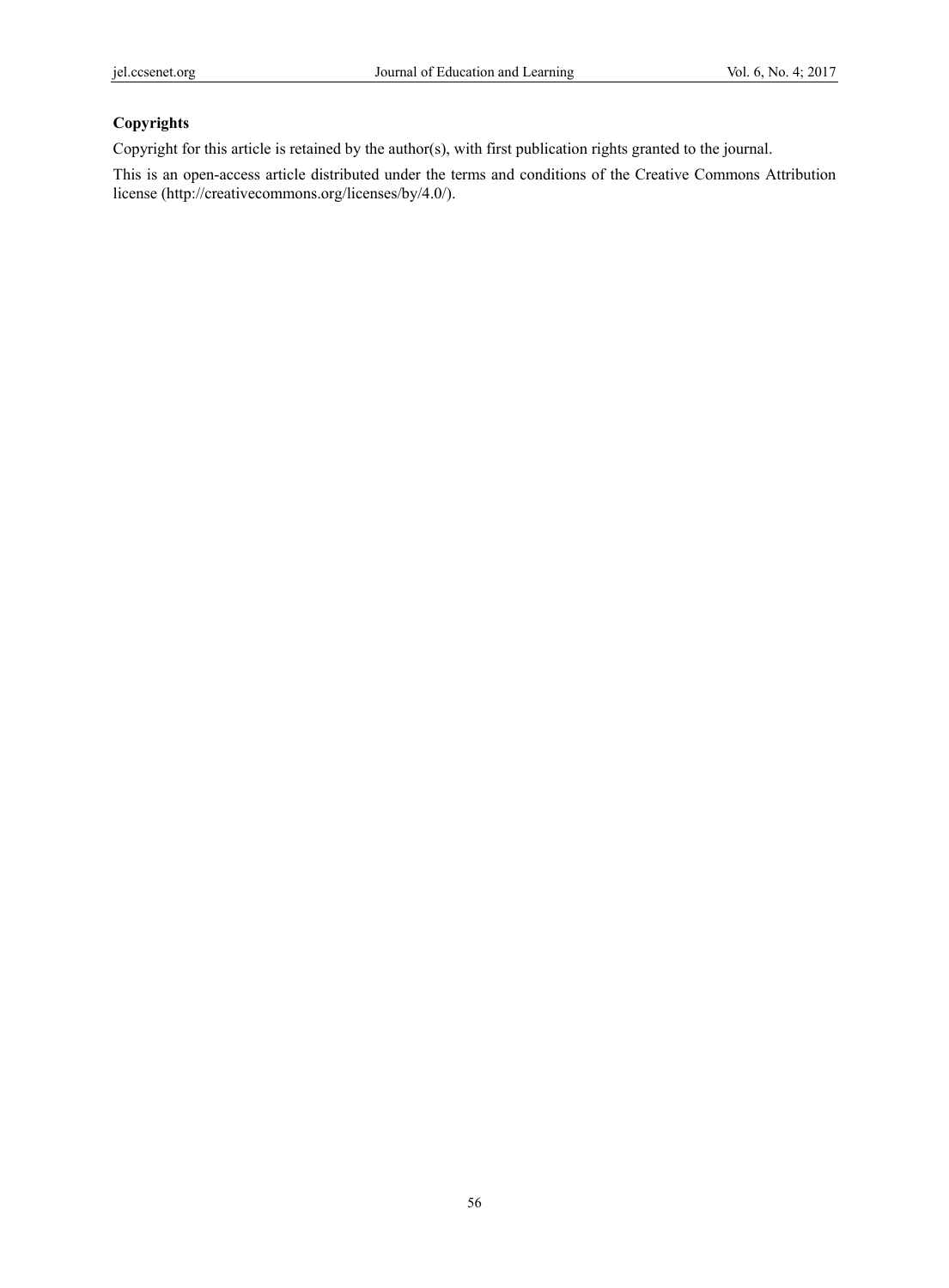**Copyrights**

Copyright for this article is retained by the author(s), with first publication rights granted to the journal.

This is an open-access article distributed under the terms and conditions of the Creative Commons Attribution license (http://creativecommons.org/licenses/by/4.0/).